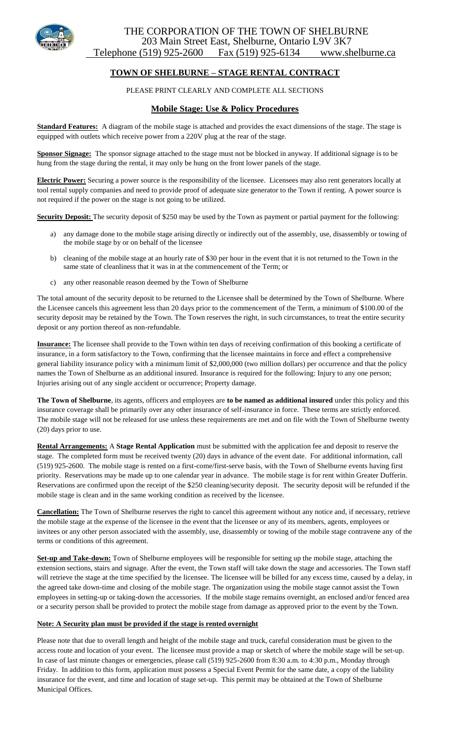THE CORPORATION OF THE TOWN OF SHELBURNE
203 Main Street East, Shelburne, Ontario L9V 3K7
Telephone (519) 925-2600 Fax (519) 925-6134 www.shelburne.ca

## TOWN OF SHELBURNE – STAGE RENTAL CONTRACT

PLEASE PRINT CLEARLY AND COMPLETE ALL SECTIONS

### Mobile Stage: Use & Policy Procedures

**Standard Features:** A diagram of the mobile stage is attached and provides the exact dimensions of the stage. The stage is equipped with outlets which receive power from a 220V plug at the rear of the stage.

**Sponsor Signage:** The sponsor signage attached to the stage must not be blocked in anyway. If additional signage is to be hung from the stage during the rental, it may only be hung on the front lower panels of the stage.

**Electric Power:** Securing a power source is the responsibility of the licensee. Licensees may also rent generators locally at tool rental supply companies and need to provide proof of adequate size generator to the Town if renting. A power source is not required if the power on the stage is not going to be utilized.

**Security Deposit:** The security deposit of $250 may be used by the Town as payment or partial payment for the following:

a) any damage done to the mobile stage arising directly or indirectly out of the assembly, use, disassembly or towing of the mobile stage by or on behalf of the licensee

b) cleaning of the mobile stage at an hourly rate of $30 per hour in the event that it is not returned to the Town in the same state of cleanliness that it was in at the commencement of the Term; or

c) any other reasonable reason deemed by the Town of Shelburne

The total amount of the security deposit to be returned to the Licensee shall be determined by the Town of Shelburne. Where the Licensee cancels this agreement less than 20 days prior to the commencement of the Term, a minimum of $100.00 of the security deposit may be retained by the Town. The Town reserves the right, in such circumstances, to treat the entire security deposit or any portion thereof as non-refundable.

**Insurance:** The licensee shall provide to the Town within ten days of receiving confirmation of this booking a certificate of insurance, in a form satisfactory to the Town, confirming that the licensee maintains in force and effect a comprehensive general liability insurance policy with a minimum limit of $2,000,000 (two million dollars) per occurrence and that the policy names the Town of Shelburne as an additional insured. Insurance is required for the following: Injury to any one person; Injuries arising out of any single accident or occurrence; Property damage.

**The Town of Shelburne**, its agents, officers and employees are **to be named as additional insured** under this policy and this insurance coverage shall be primarily over any other insurance of self-insurance in force. These terms are strictly enforced. The mobile stage will not be released for use unless these requirements are met and on file with the Town of Shelburne twenty (20) days prior to use.

**Rental Arrangements:** A **Stage Rental Application** must be submitted with the application fee and deposit to reserve the stage. The completed form must be received twenty (20) days in advance of the event date. For additional information, call (519) 925-2600. The mobile stage is rented on a first-come/first-serve basis, with the Town of Shelburne events having first priority. Reservations may be made up to one calendar year in advance. The mobile stage is for rent within Greater Dufferin. Reservations are confirmed upon the receipt of the $250 cleaning/security deposit. The security deposit will be refunded if the mobile stage is clean and in the same working condition as received by the licensee.

**Cancellation:** The Town of Shelburne reserves the right to cancel this agreement without any notice and, if necessary, retrieve the mobile stage at the expense of the licensee in the event that the licensee or any of its members, agents, employees or invitees or any other person associated with the assembly, use, disassembly or towing of the mobile stage contravene any of the terms or conditions of this agreement.

**Set-up and Take-down:** Town of Shelburne employees will be responsible for setting up the mobile stage, attaching the extension sections, stairs and signage. After the event, the Town staff will take down the stage and accessories. The Town staff will retrieve the stage at the time specified by the licensee. The licensee will be billed for any excess time, caused by a delay, in the agreed take down-time and closing of the mobile stage. The organization using the mobile stage cannot assist the Town employees in setting-up or taking-down the accessories. If the mobile stage remains overnight, an enclosed and/or fenced area or a security person shall be provided to protect the mobile stage from damage as approved prior to the event by the Town.

**Note: A Security plan must be provided if the stage is rented overnight**

Please note that due to overall length and height of the mobile stage and truck, careful consideration must be given to the access route and location of your event. The licensee must provide a map or sketch of where the mobile stage will be set-up. In case of last minute changes or emergencies, please call (519) 925-2600 from 8:30 a.m. to 4:30 p.m., Monday through Friday. In addition to this form, application must possess a Special Event Permit for the same date, a copy of the liability insurance for the event, and time and location of stage set-up. This permit may be obtained at the Town of Shelburne Municipal Offices.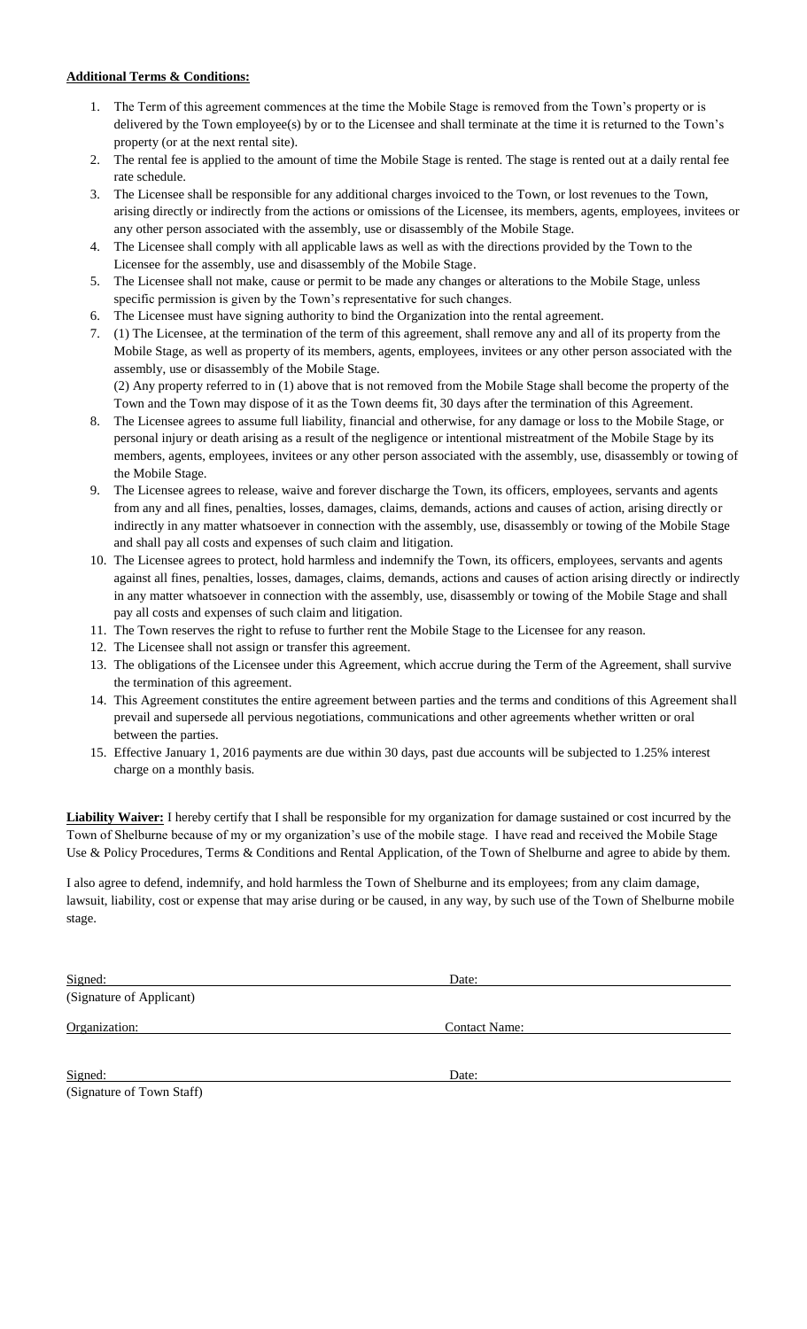**Additional Terms & Conditions:**

1. The Term of this agreement commences at the time the Mobile Stage is removed from the Town's property or is delivered by the Town employee(s) by or to the Licensee and shall terminate at the time it is returned to the Town's property (or at the next rental site).
2. The rental fee is applied to the amount of time the Mobile Stage is rented. The stage is rented out at a daily rental fee rate schedule.
3. The Licensee shall be responsible for any additional charges invoiced to the Town, or lost revenues to the Town, arising directly or indirectly from the actions or omissions of the Licensee, its members, agents, employees, invitees or any other person associated with the assembly, use or disassembly of the Mobile Stage.
4. The Licensee shall comply with all applicable laws as well as with the directions provided by the Town to the Licensee for the assembly, use and disassembly of the Mobile Stage.
5. The Licensee shall not make, cause or permit to be made any changes or alterations to the Mobile Stage, unless specific permission is given by the Town's representative for such changes.
6. The Licensee must have signing authority to bind the Organization into the rental agreement.
7. (1) The Licensee, at the termination of the term of this agreement, shall remove any and all of its property from the Mobile Stage, as well as property of its members, agents, employees, invitees or any other person associated with the assembly, use or disassembly of the Mobile Stage.
   (2) Any property referred to in (1) above that is not removed from the Mobile Stage shall become the property of the Town and the Town may dispose of it as the Town deems fit, 30 days after the termination of this Agreement.
8. The Licensee agrees to assume full liability, financial and otherwise, for any damage or loss to the Mobile Stage, or personal injury or death arising as a result of the negligence or intentional mistreatment of the Mobile Stage by its members, agents, employees, invitees or any other person associated with the assembly, use, disassembly or towing of the Mobile Stage.
9. The Licensee agrees to release, waive and forever discharge the Town, its officers, employees, servants and agents from any and all fines, penalties, losses, damages, claims, demands, actions and causes of action, arising directly or indirectly in any matter whatsoever in connection with the assembly, use, disassembly or towing of the Mobile Stage and shall pay all costs and expenses of such claim and litigation.
10. The Licensee agrees to protect, hold harmless and indemnify the Town, its officers, employees, servants and agents against all fines, penalties, losses, damages, claims, demands, actions and causes of action arising directly or indirectly in any matter whatsoever in connection with the assembly, use, disassembly or towing of the Mobile Stage and shall pay all costs and expenses of such claim and litigation.
11. The Town reserves the right to refuse to further rent the Mobile Stage to the Licensee for any reason.
12. The Licensee shall not assign or transfer this agreement.
13. The obligations of the Licensee under this Agreement, which accrue during the Term of the Agreement, shall survive the termination of this agreement.
14. This Agreement constitutes the entire agreement between parties and the terms and conditions of this Agreement shall prevail and supersede all pervious negotiations, communications and other agreements whether written or oral between the parties.
15. Effective January 1, 2016 payments are due within 30 days, past due accounts will be subjected to 1.25% interest charge on a monthly basis.

**Liability Waiver:** I hereby certify that I shall be responsible for my organization for damage sustained or cost incurred by the Town of Shelburne because of my or my organization's use of the mobile stage. I have read and received the Mobile Stage Use & Policy Procedures, Terms & Conditions and Rental Application, of the Town of Shelburne and agree to abide by them.

I also agree to defend, indemnify, and hold harmless the Town of Shelburne and its employees; from any claim damage, lawsuit, liability, cost or expense that may arise during or be caused, in any way, by such use of the Town of Shelburne mobile stage.

Signed: ______________________ Date: ______________________
(Signature of Applicant)

Organization: ______________________ Contact Name: ______________________

Signed: ______________________ Date: ______________________
(Signature of Town Staff)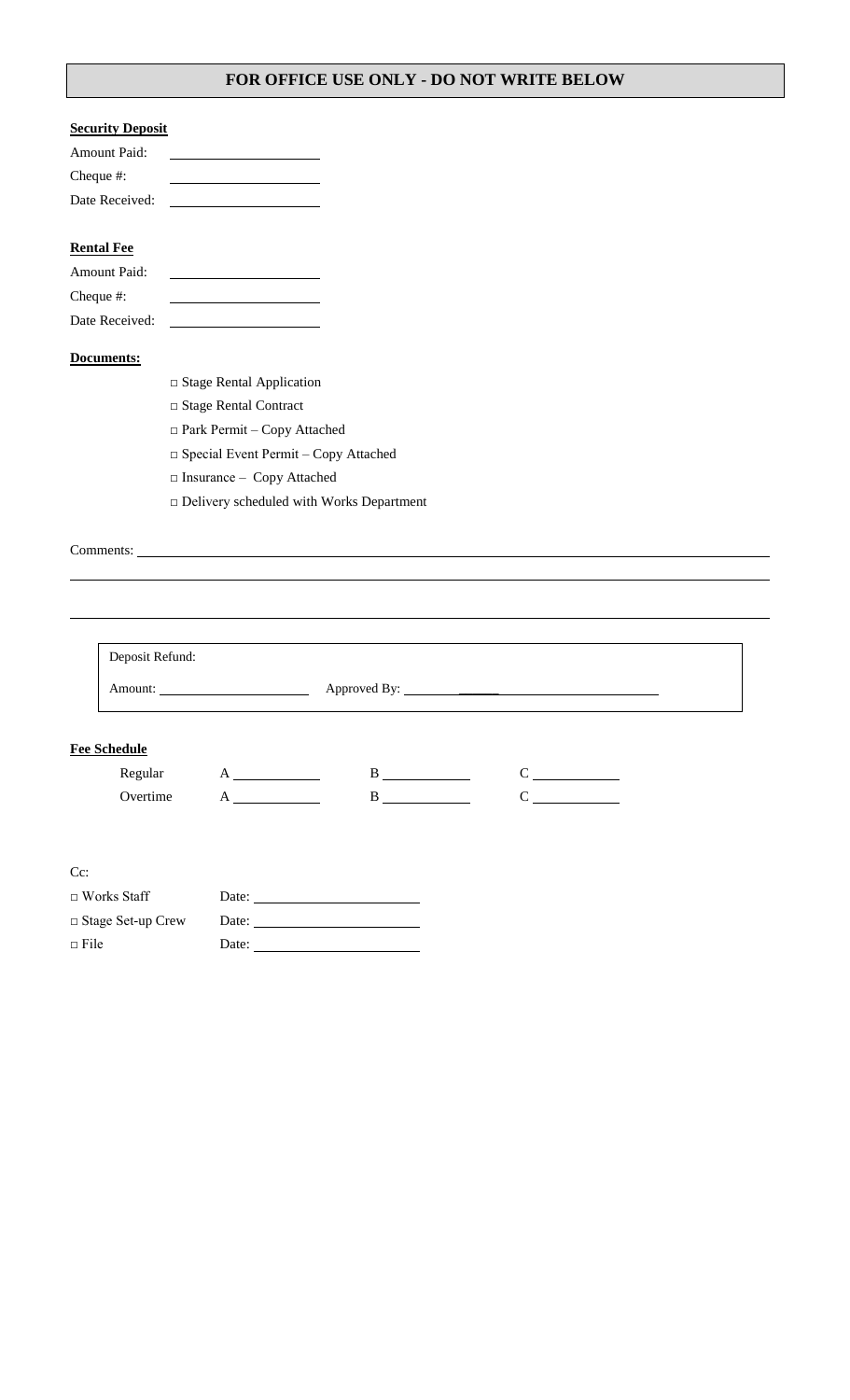## FOR OFFICE USE ONLY - DO NOT WRITE BELOW

**Security Deposit**

Amount Paid: ____________________

Cheque #: ____________________

Date Received: ____________________

**Rental Fee**

Amount Paid: ____________________

Cheque #: ____________________

Date Received: ____________________

**Documents:**

- □ Stage Rental Application
- □ Stage Rental Contract
- □ Park Permit – Copy Attached
- □ Special Event Permit – Copy Attached
- □ Insurance – Copy Attached
- □ Delivery scheduled with Works Department

Comments: ______________________________________________________________________________

______________________________________________________________________________

______________________________________________________________________________

Deposit Refund:

Amount: ____________________ Approved By: ______________________________

**Fee Schedule**

| | | | |
|---|---|---|---|
| Regular | A ____________ | B ____________ | C ____________ |
| Overtime | A ____________ | B ____________ | C ____________ |

Cc:

□ Works Staff Date: ______________________

□ Stage Set-up Crew Date: ______________________

□ File Date: ______________________